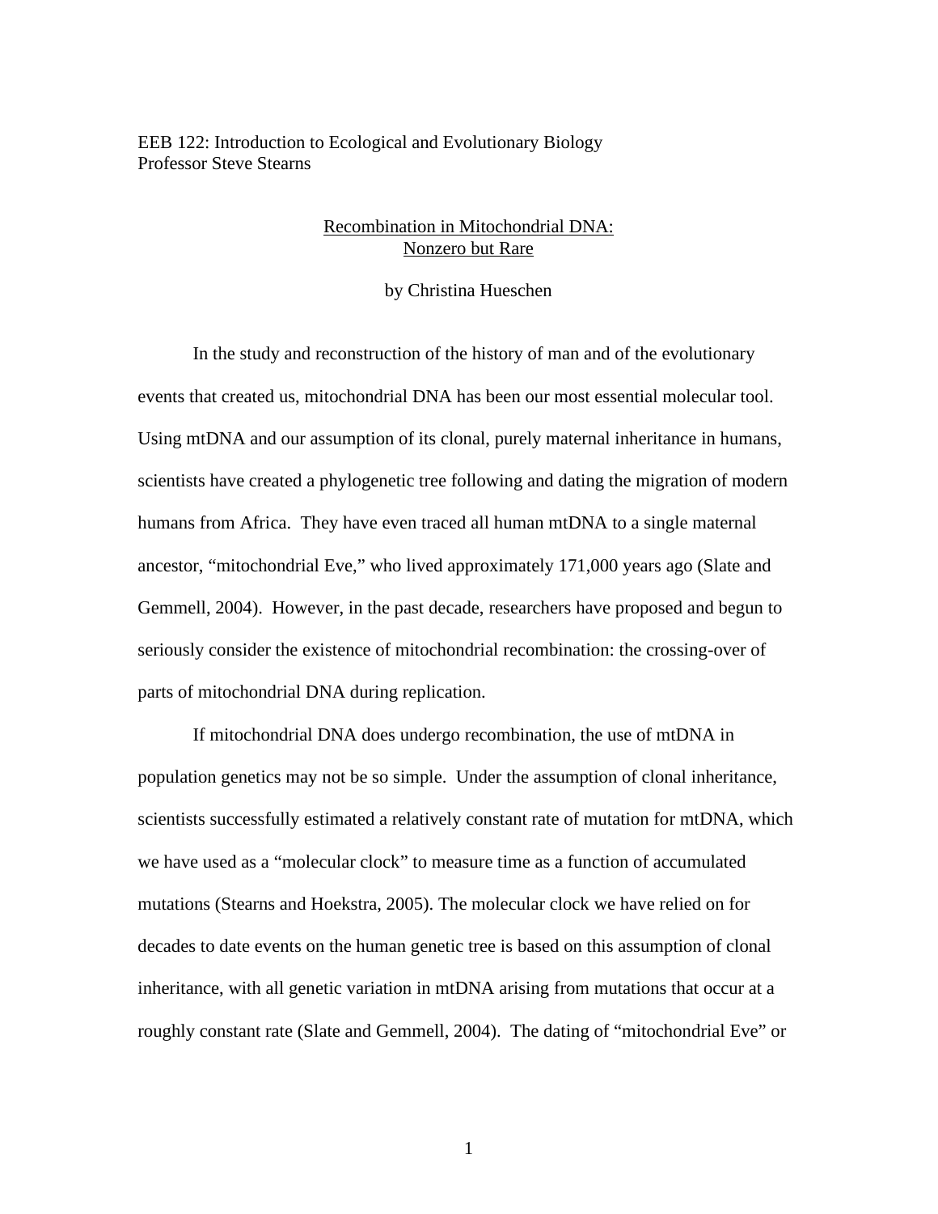EEB 122: Introduction to Ecological and Evolutionary Biology
Professor Steve Stearns

# Recombination in Mitochondrial DNA: Nonzero but Rare

by Christina Hueschen

In the study and reconstruction of the history of man and of the evolutionary events that created us, mitochondrial DNA has been our most essential molecular tool. Using mtDNA and our assumption of its clonal, purely maternal inheritance in humans, scientists have created a phylogenetic tree following and dating the migration of modern humans from Africa. They have even traced all human mtDNA to a single maternal ancestor, "mitochondrial Eve," who lived approximately 171,000 years ago (Slate and Gemmell, 2004). However, in the past decade, researchers have proposed and begun to seriously consider the existence of mitochondrial recombination: the crossing-over of parts of mitochondrial DNA during replication.

If mitochondrial DNA does undergo recombination, the use of mtDNA in population genetics may not be so simple. Under the assumption of clonal inheritance, scientists successfully estimated a relatively constant rate of mutation for mtDNA, which we have used as a "molecular clock" to measure time as a function of accumulated mutations (Stearns and Hoekstra, 2005). The molecular clock we have relied on for decades to date events on the human genetic tree is based on this assumption of clonal inheritance, with all genetic variation in mtDNA arising from mutations that occur at a roughly constant rate (Slate and Gemmell, 2004). The dating of "mitochondrial Eve" or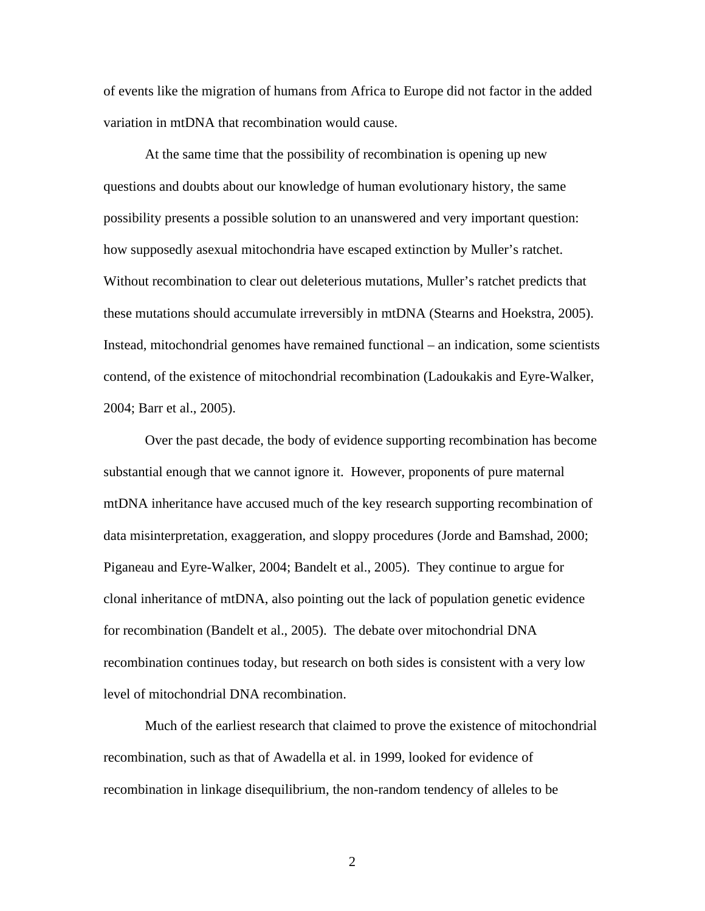of events like the migration of humans from Africa to Europe did not factor in the added variation in mtDNA that recombination would cause.

At the same time that the possibility of recombination is opening up new questions and doubts about our knowledge of human evolutionary history, the same possibility presents a possible solution to an unanswered and very important question: how supposedly asexual mitochondria have escaped extinction by Muller's ratchet. Without recombination to clear out deleterious mutations, Muller's ratchet predicts that these mutations should accumulate irreversibly in mtDNA (Stearns and Hoekstra, 2005). Instead, mitochondrial genomes have remained functional – an indication, some scientists contend, of the existence of mitochondrial recombination (Ladoukakis and Eyre-Walker, 2004; Barr et al., 2005).

Over the past decade, the body of evidence supporting recombination has become substantial enough that we cannot ignore it. However, proponents of pure maternal mtDNA inheritance have accused much of the key research supporting recombination of data misinterpretation, exaggeration, and sloppy procedures (Jorde and Bamshad, 2000; Piganeau and Eyre-Walker, 2004; Bandelt et al., 2005). They continue to argue for clonal inheritance of mtDNA, also pointing out the lack of population genetic evidence for recombination (Bandelt et al., 2005). The debate over mitochondrial DNA recombination continues today, but research on both sides is consistent with a very low level of mitochondrial DNA recombination.

Much of the earliest research that claimed to prove the existence of mitochondrial recombination, such as that of Awadella et al. in 1999, looked for evidence of recombination in linkage disequilibrium, the non-random tendency of alleles to be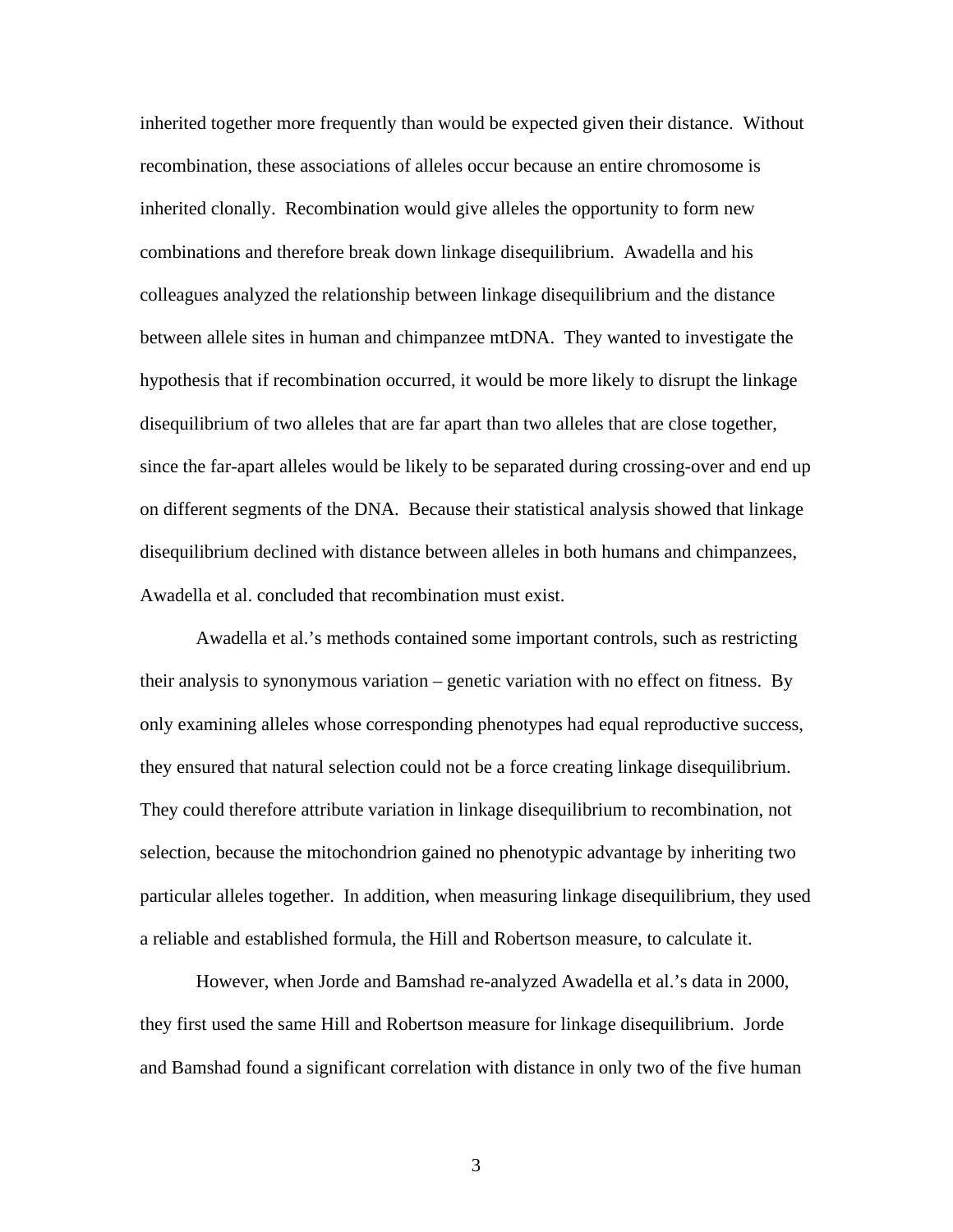inherited together more frequently than would be expected given their distance. Without recombination, these associations of alleles occur because an entire chromosome is inherited clonally. Recombination would give alleles the opportunity to form new combinations and therefore break down linkage disequilibrium. Awadella and his colleagues analyzed the relationship between linkage disequilibrium and the distance between allele sites in human and chimpanzee mtDNA. They wanted to investigate the hypothesis that if recombination occurred, it would be more likely to disrupt the linkage disequilibrium of two alleles that are far apart than two alleles that are close together, since the far-apart alleles would be likely to be separated during crossing-over and end up on different segments of the DNA. Because their statistical analysis showed that linkage disequilibrium declined with distance between alleles in both humans and chimpanzees, Awadella et al. concluded that recombination must exist.

Awadella et al.'s methods contained some important controls, such as restricting their analysis to synonymous variation – genetic variation with no effect on fitness. By only examining alleles whose corresponding phenotypes had equal reproductive success, they ensured that natural selection could not be a force creating linkage disequilibrium. They could therefore attribute variation in linkage disequilibrium to recombination, not selection, because the mitochondrion gained no phenotypic advantage by inheriting two particular alleles together. In addition, when measuring linkage disequilibrium, they used a reliable and established formula, the Hill and Robertson measure, to calculate it.

However, when Jorde and Bamshad re-analyzed Awadella et al.'s data in 2000, they first used the same Hill and Robertson measure for linkage disequilibrium. Jorde and Bamshad found a significant correlation with distance in only two of the five human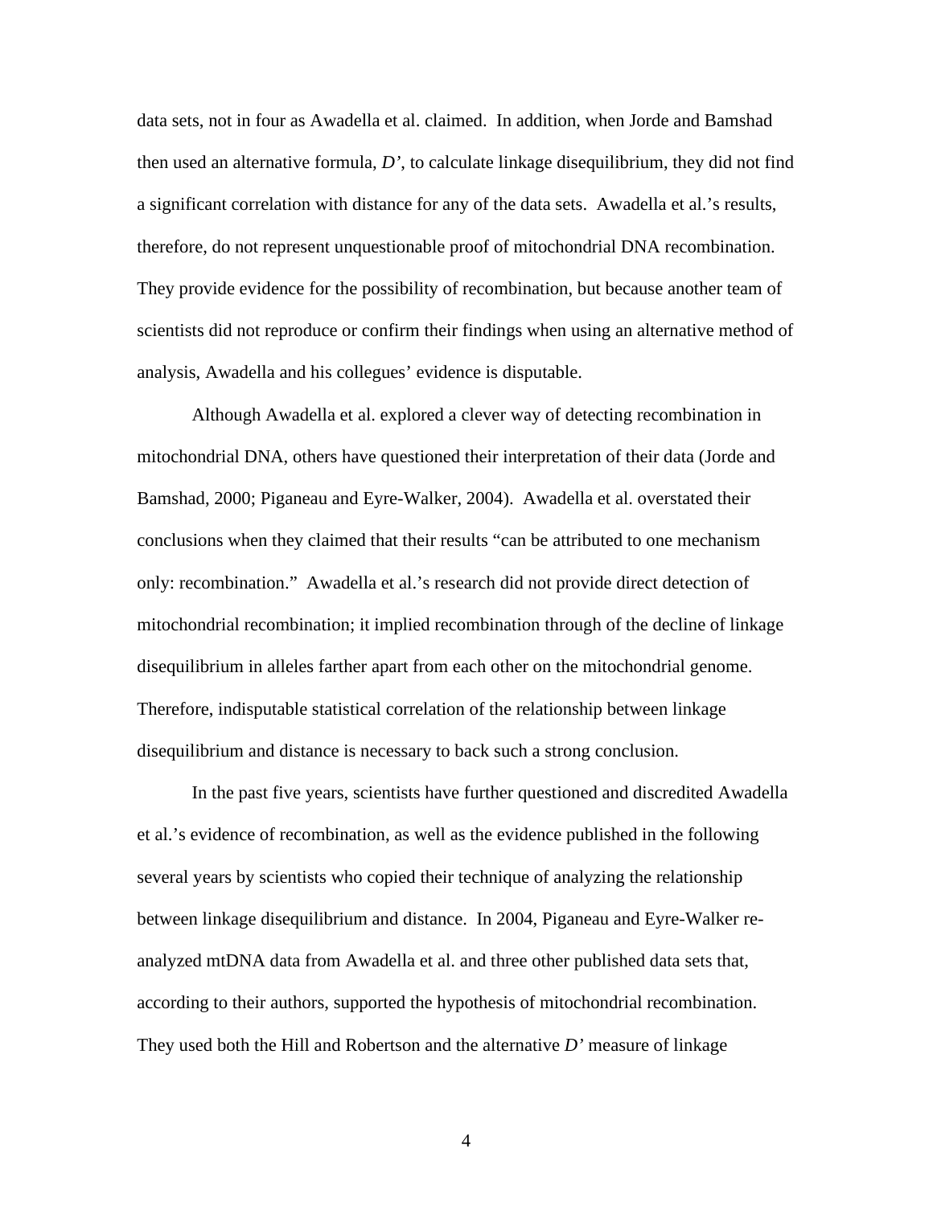data sets, not in four as Awadella et al. claimed. In addition, when Jorde and Bamshad then used an alternative formula, *D'*, to calculate linkage disequilibrium, they did not find a significant correlation with distance for any of the data sets. Awadella et al.'s results, therefore, do not represent unquestionable proof of mitochondrial DNA recombination. They provide evidence for the possibility of recombination, but because another team of scientists did not reproduce or confirm their findings when using an alternative method of analysis, Awadella and his collegues' evidence is disputable.

Although Awadella et al. explored a clever way of detecting recombination in mitochondrial DNA, others have questioned their interpretation of their data (Jorde and Bamshad, 2000; Piganeau and Eyre-Walker, 2004). Awadella et al. overstated their conclusions when they claimed that their results "can be attributed to one mechanism only: recombination." Awadella et al.'s research did not provide direct detection of mitochondrial recombination; it implied recombination through of the decline of linkage disequilibrium in alleles farther apart from each other on the mitochondrial genome. Therefore, indisputable statistical correlation of the relationship between linkage disequilibrium and distance is necessary to back such a strong conclusion.

In the past five years, scientists have further questioned and discredited Awadella et al.'s evidence of recombination, as well as the evidence published in the following several years by scientists who copied their technique of analyzing the relationship between linkage disequilibrium and distance. In 2004, Piganeau and Eyre-Walker re-analyzed mtDNA data from Awadella et al. and three other published data sets that, according to their authors, supported the hypothesis of mitochondrial recombination. They used both the Hill and Robertson and the alternative *D'* measure of linkage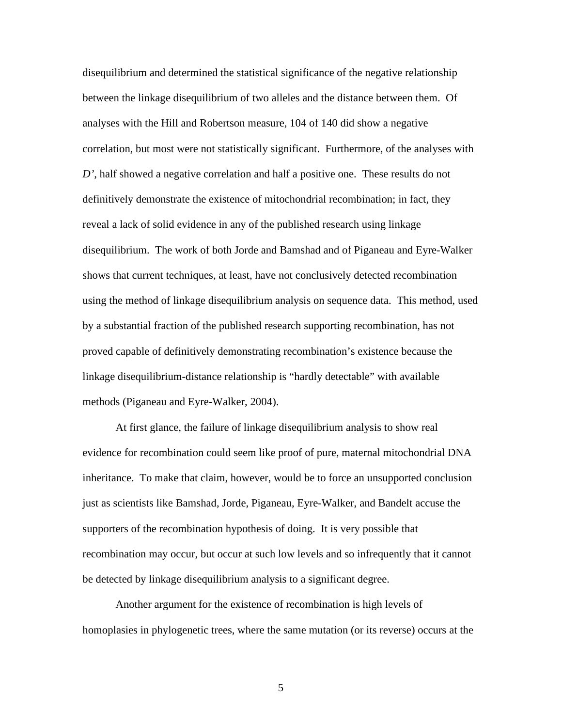disequilibrium and determined the statistical significance of the negative relationship between the linkage disequilibrium of two alleles and the distance between them. Of analyses with the Hill and Robertson measure, 104 of 140 did show a negative correlation, but most were not statistically significant. Furthermore, of the analyses with *D'*, half showed a negative correlation and half a positive one. These results do not definitively demonstrate the existence of mitochondrial recombination; in fact, they reveal a lack of solid evidence in any of the published research using linkage disequilibrium. The work of both Jorde and Bamshad and of Piganeau and Eyre-Walker shows that current techniques, at least, have not conclusively detected recombination using the method of linkage disequilibrium analysis on sequence data. This method, used by a substantial fraction of the published research supporting recombination, has not proved capable of definitively demonstrating recombination's existence because the linkage disequilibrium-distance relationship is "hardly detectable" with available methods (Piganeau and Eyre-Walker, 2004).

At first glance, the failure of linkage disequilibrium analysis to show real evidence for recombination could seem like proof of pure, maternal mitochondrial DNA inheritance. To make that claim, however, would be to force an unsupported conclusion just as scientists like Bamshad, Jorde, Piganeau, Eyre-Walker, and Bandelt accuse the supporters of the recombination hypothesis of doing. It is very possible that recombination may occur, but occur at such low levels and so infrequently that it cannot be detected by linkage disequilibrium analysis to a significant degree.

Another argument for the existence of recombination is high levels of homoplasies in phylogenetic trees, where the same mutation (or its reverse) occurs at the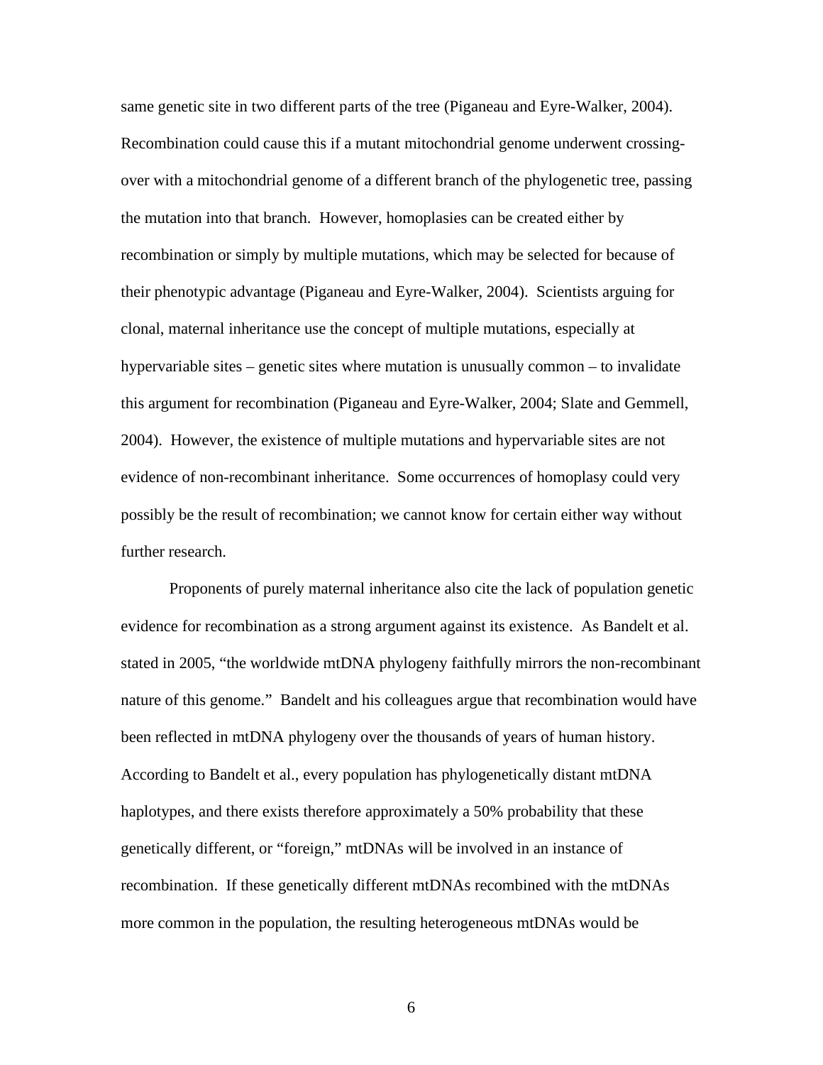same genetic site in two different parts of the tree (Piganeau and Eyre-Walker, 2004). Recombination could cause this if a mutant mitochondrial genome underwent crossing-over with a mitochondrial genome of a different branch of the phylogenetic tree, passing the mutation into that branch. However, homoplasies can be created either by recombination or simply by multiple mutations, which may be selected for because of their phenotypic advantage (Piganeau and Eyre-Walker, 2004). Scientists arguing for clonal, maternal inheritance use the concept of multiple mutations, especially at hypervariable sites – genetic sites where mutation is unusually common – to invalidate this argument for recombination (Piganeau and Eyre-Walker, 2004; Slate and Gemmell, 2004). However, the existence of multiple mutations and hypervariable sites are not evidence of non-recombinant inheritance. Some occurrences of homoplasy could very possibly be the result of recombination; we cannot know for certain either way without further research.

Proponents of purely maternal inheritance also cite the lack of population genetic evidence for recombination as a strong argument against its existence. As Bandelt et al. stated in 2005, "the worldwide mtDNA phylogeny faithfully mirrors the non-recombinant nature of this genome." Bandelt and his colleagues argue that recombination would have been reflected in mtDNA phylogeny over the thousands of years of human history. According to Bandelt et al., every population has phylogenetically distant mtDNA haplotypes, and there exists therefore approximately a 50% probability that these genetically different, or "foreign," mtDNAs will be involved in an instance of recombination. If these genetically different mtDNAs recombined with the mtDNAs more common in the population, the resulting heterogeneous mtDNAs would be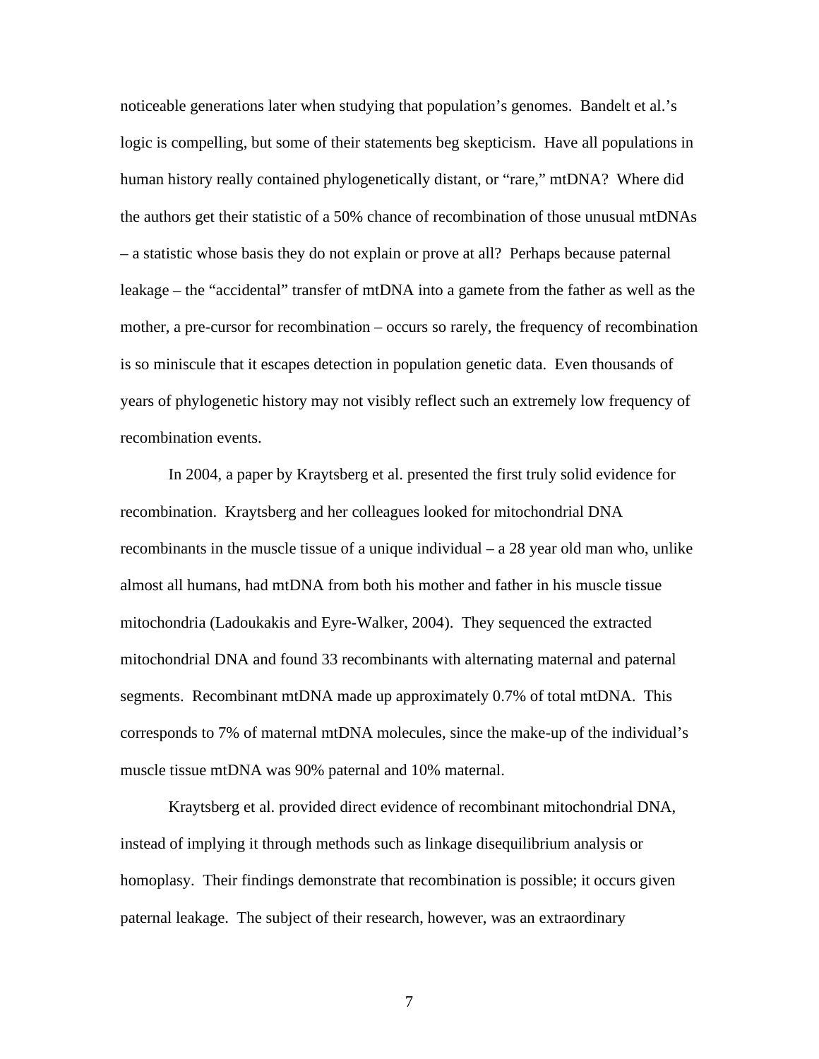noticeable generations later when studying that population's genomes. Bandelt et al.'s logic is compelling, but some of their statements beg skepticism. Have all populations in human history really contained phylogenetically distant, or "rare," mtDNA? Where did the authors get their statistic of a 50% chance of recombination of those unusual mtDNAs – a statistic whose basis they do not explain or prove at all? Perhaps because paternal leakage – the "accidental" transfer of mtDNA into a gamete from the father as well as the mother, a pre-cursor for recombination – occurs so rarely, the frequency of recombination is so miniscule that it escapes detection in population genetic data. Even thousands of years of phylogenetic history may not visibly reflect such an extremely low frequency of recombination events.

In 2004, a paper by Kraytsberg et al. presented the first truly solid evidence for recombination. Kraytsberg and her colleagues looked for mitochondrial DNA recombinants in the muscle tissue of a unique individual – a 28 year old man who, unlike almost all humans, had mtDNA from both his mother and father in his muscle tissue mitochondria (Ladoukakis and Eyre-Walker, 2004). They sequenced the extracted mitochondrial DNA and found 33 recombinants with alternating maternal and paternal segments. Recombinant mtDNA made up approximately 0.7% of total mtDNA. This corresponds to 7% of maternal mtDNA molecules, since the make-up of the individual's muscle tissue mtDNA was 90% paternal and 10% maternal.

Kraytsberg et al. provided direct evidence of recombinant mitochondrial DNA, instead of implying it through methods such as linkage disequilibrium analysis or homoplasy. Their findings demonstrate that recombination is possible; it occurs given paternal leakage. The subject of their research, however, was an extraordinary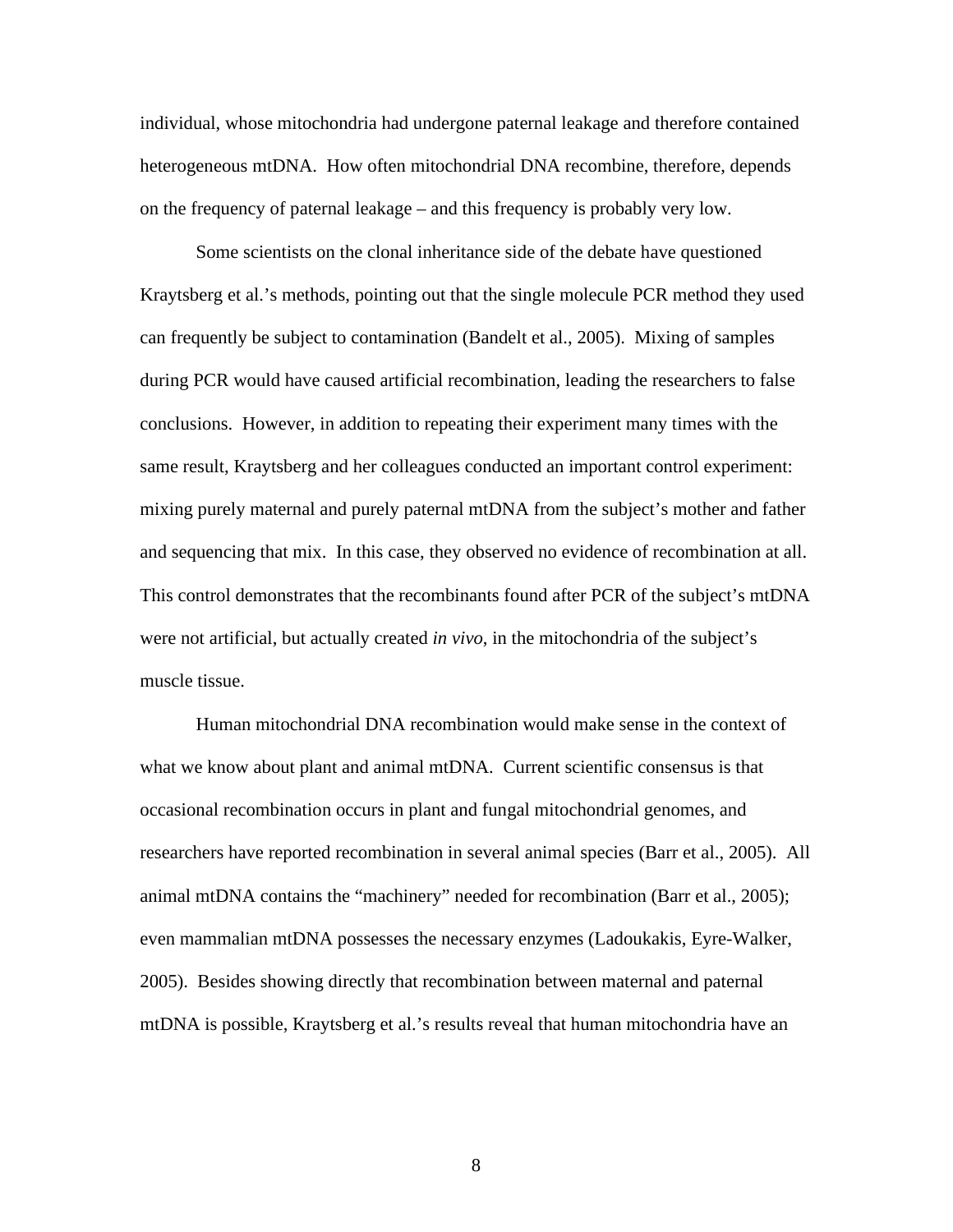individual, whose mitochondria had undergone paternal leakage and therefore contained heterogeneous mtDNA. How often mitochondrial DNA recombine, therefore, depends on the frequency of paternal leakage – and this frequency is probably very low.

Some scientists on the clonal inheritance side of the debate have questioned Kraytsberg et al.'s methods, pointing out that the single molecule PCR method they used can frequently be subject to contamination (Bandelt et al., 2005). Mixing of samples during PCR would have caused artificial recombination, leading the researchers to false conclusions. However, in addition to repeating their experiment many times with the same result, Kraytsberg and her colleagues conducted an important control experiment: mixing purely maternal and purely paternal mtDNA from the subject's mother and father and sequencing that mix. In this case, they observed no evidence of recombination at all. This control demonstrates that the recombinants found after PCR of the subject's mtDNA were not artificial, but actually created *in vivo*, in the mitochondria of the subject's muscle tissue.

Human mitochondrial DNA recombination would make sense in the context of what we know about plant and animal mtDNA. Current scientific consensus is that occasional recombination occurs in plant and fungal mitochondrial genomes, and researchers have reported recombination in several animal species (Barr et al., 2005). All animal mtDNA contains the "machinery" needed for recombination (Barr et al., 2005); even mammalian mtDNA possesses the necessary enzymes (Ladoukakis, Eyre-Walker, 2005). Besides showing directly that recombination between maternal and paternal mtDNA is possible, Kraytsberg et al.'s results reveal that human mitochondria have an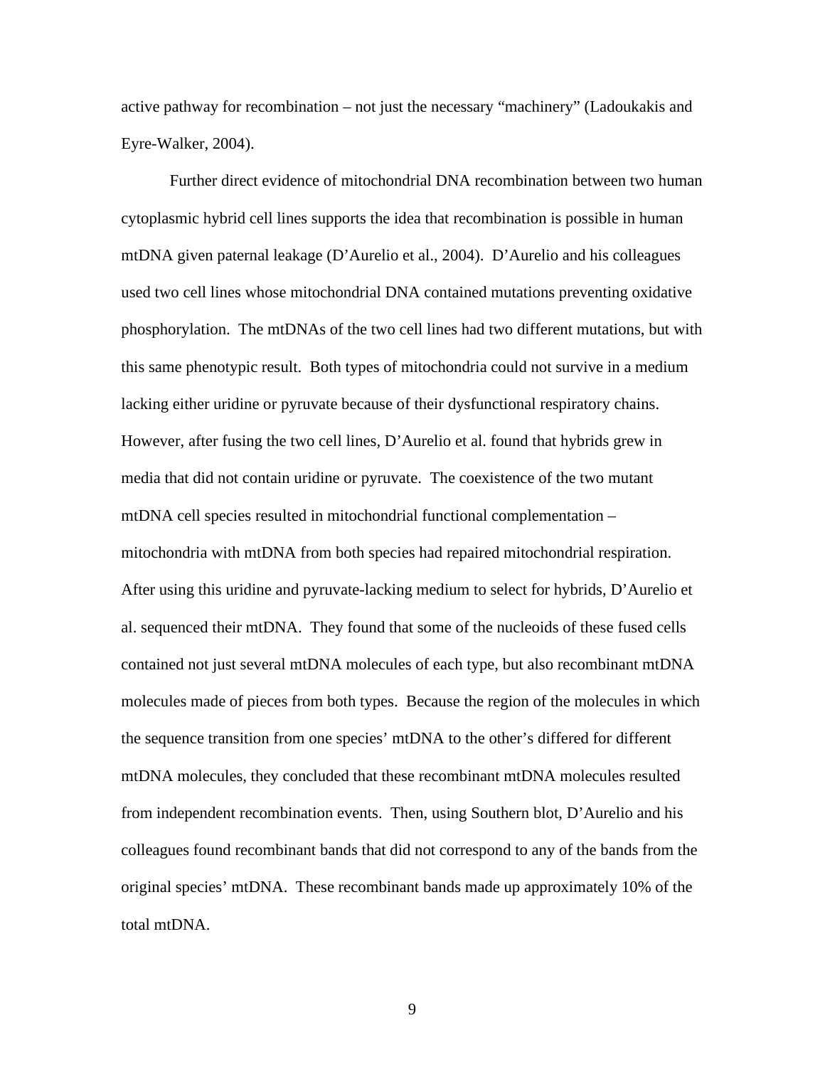active pathway for recombination – not just the necessary "machinery" (Ladoukakis and Eyre-Walker, 2004).

Further direct evidence of mitochondrial DNA recombination between two human cytoplasmic hybrid cell lines supports the idea that recombination is possible in human mtDNA given paternal leakage (D'Aurelio et al., 2004). D'Aurelio and his colleagues used two cell lines whose mitochondrial DNA contained mutations preventing oxidative phosphorylation. The mtDNAs of the two cell lines had two different mutations, but with this same phenotypic result. Both types of mitochondria could not survive in a medium lacking either uridine or pyruvate because of their dysfunctional respiratory chains. However, after fusing the two cell lines, D'Aurelio et al. found that hybrids grew in media that did not contain uridine or pyruvate. The coexistence of the two mutant mtDNA cell species resulted in mitochondrial functional complementation – mitochondria with mtDNA from both species had repaired mitochondrial respiration. After using this uridine and pyruvate-lacking medium to select for hybrids, D'Aurelio et al. sequenced their mtDNA. They found that some of the nucleoids of these fused cells contained not just several mtDNA molecules of each type, but also recombinant mtDNA molecules made of pieces from both types. Because the region of the molecules in which the sequence transition from one species' mtDNA to the other's differed for different mtDNA molecules, they concluded that these recombinant mtDNA molecules resulted from independent recombination events. Then, using Southern blot, D'Aurelio and his colleagues found recombinant bands that did not correspond to any of the bands from the original species' mtDNA. These recombinant bands made up approximately 10% of the total mtDNA.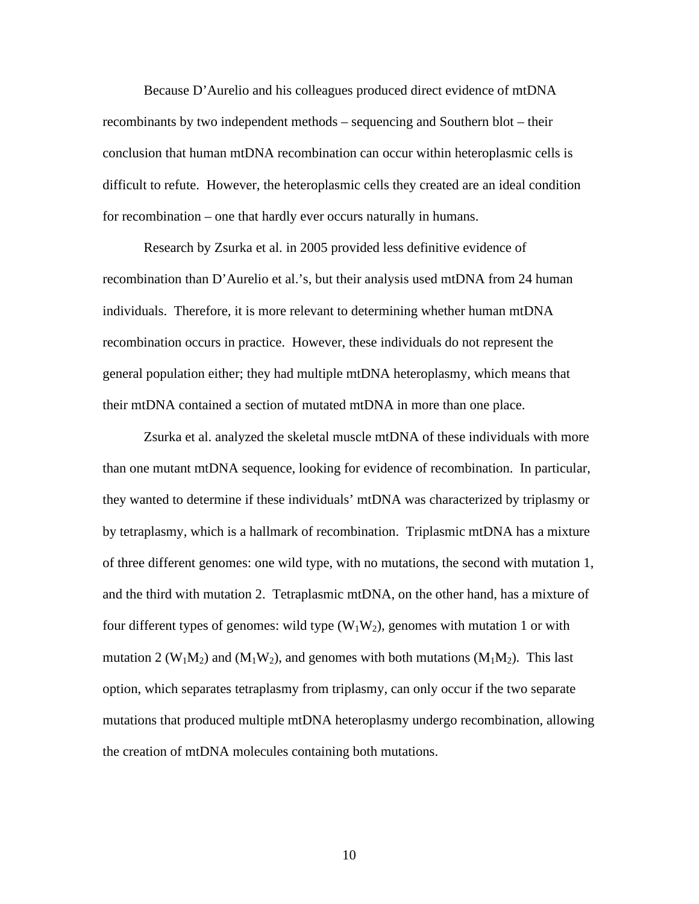Because D'Aurelio and his colleagues produced direct evidence of mtDNA recombinants by two independent methods – sequencing and Southern blot – their conclusion that human mtDNA recombination can occur within heteroplasmic cells is difficult to refute. However, the heteroplasmic cells they created are an ideal condition for recombination – one that hardly ever occurs naturally in humans.

Research by Zsurka et al. in 2005 provided less definitive evidence of recombination than D'Aurelio et al.'s, but their analysis used mtDNA from 24 human individuals. Therefore, it is more relevant to determining whether human mtDNA recombination occurs in practice. However, these individuals do not represent the general population either; they had multiple mtDNA heteroplasmy, which means that their mtDNA contained a section of mutated mtDNA in more than one place.

Zsurka et al. analyzed the skeletal muscle mtDNA of these individuals with more than one mutant mtDNA sequence, looking for evidence of recombination. In particular, they wanted to determine if these individuals' mtDNA was characterized by triplasmy or by tetraplasmy, which is a hallmark of recombination. Triplasmic mtDNA has a mixture of three different genomes: one wild type, with no mutations, the second with mutation 1, and the third with mutation 2. Tetraplasmic mtDNA, on the other hand, has a mixture of four different types of genomes: wild type ($W_1W_2$), genomes with mutation 1 or with mutation 2 ($W_1M_2$) and ($M_1W_2$), and genomes with both mutations ($M_1M_2$). This last option, which separates tetraplasmy from triplasmy, can only occur if the two separate mutations that produced multiple mtDNA heteroplasmy undergo recombination, allowing the creation of mtDNA molecules containing both mutations.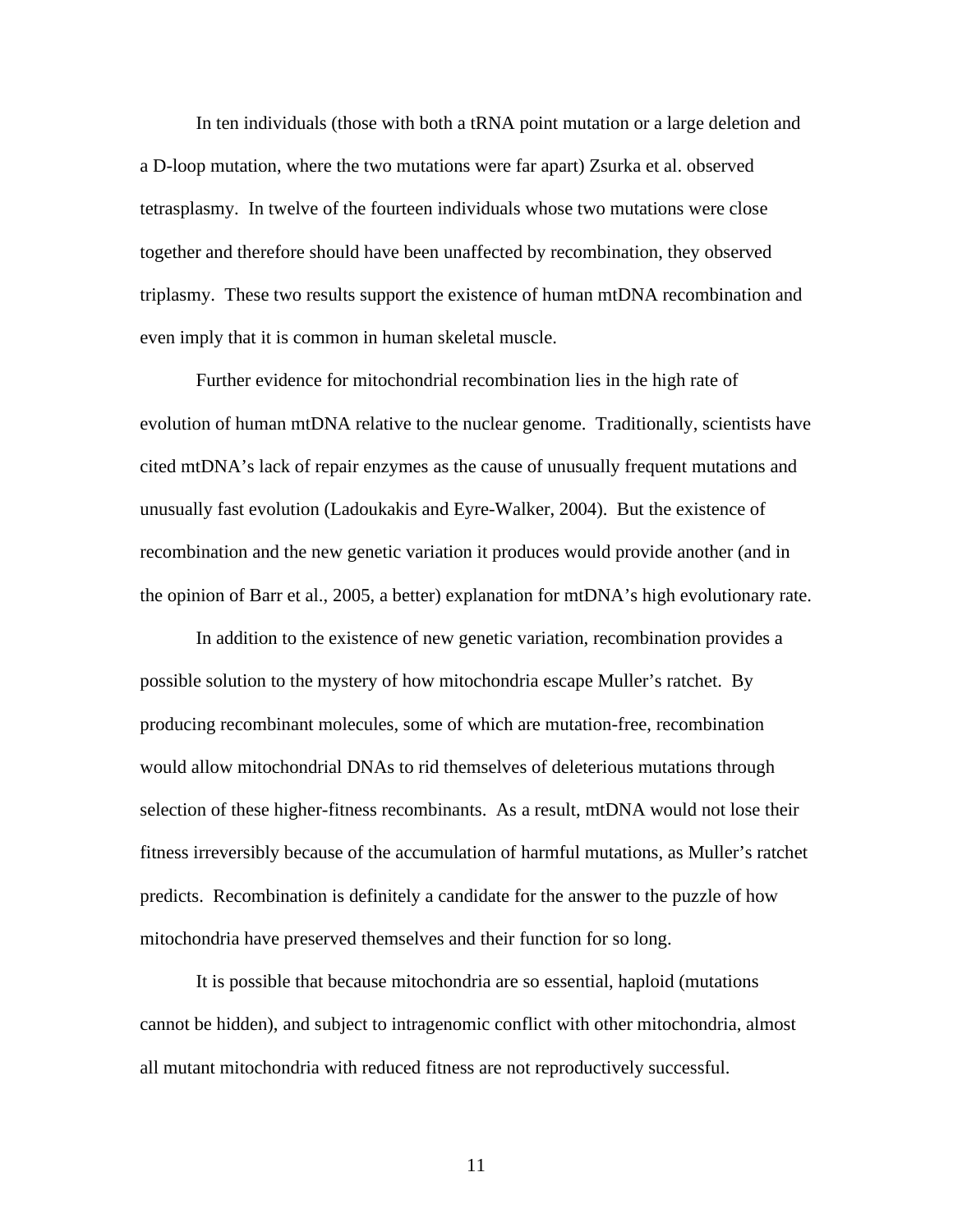In ten individuals (those with both a tRNA point mutation or a large deletion and a D-loop mutation, where the two mutations were far apart) Zsurka et al. observed tetrasplasmy. In twelve of the fourteen individuals whose two mutations were close together and therefore should have been unaffected by recombination, they observed triplasmy. These two results support the existence of human mtDNA recombination and even imply that it is common in human skeletal muscle.

Further evidence for mitochondrial recombination lies in the high rate of evolution of human mtDNA relative to the nuclear genome. Traditionally, scientists have cited mtDNA's lack of repair enzymes as the cause of unusually frequent mutations and unusually fast evolution (Ladoukakis and Eyre-Walker, 2004). But the existence of recombination and the new genetic variation it produces would provide another (and in the opinion of Barr et al., 2005, a better) explanation for mtDNA's high evolutionary rate.

In addition to the existence of new genetic variation, recombination provides a possible solution to the mystery of how mitochondria escape Muller's ratchet. By producing recombinant molecules, some of which are mutation-free, recombination would allow mitochondrial DNAs to rid themselves of deleterious mutations through selection of these higher-fitness recombinants. As a result, mtDNA would not lose their fitness irreversibly because of the accumulation of harmful mutations, as Muller's ratchet predicts. Recombination is definitely a candidate for the answer to the puzzle of how mitochondria have preserved themselves and their function for so long.

It is possible that because mitochondria are so essential, haploid (mutations cannot be hidden), and subject to intragenomic conflict with other mitochondria, almost all mutant mitochondria with reduced fitness are not reproductively successful.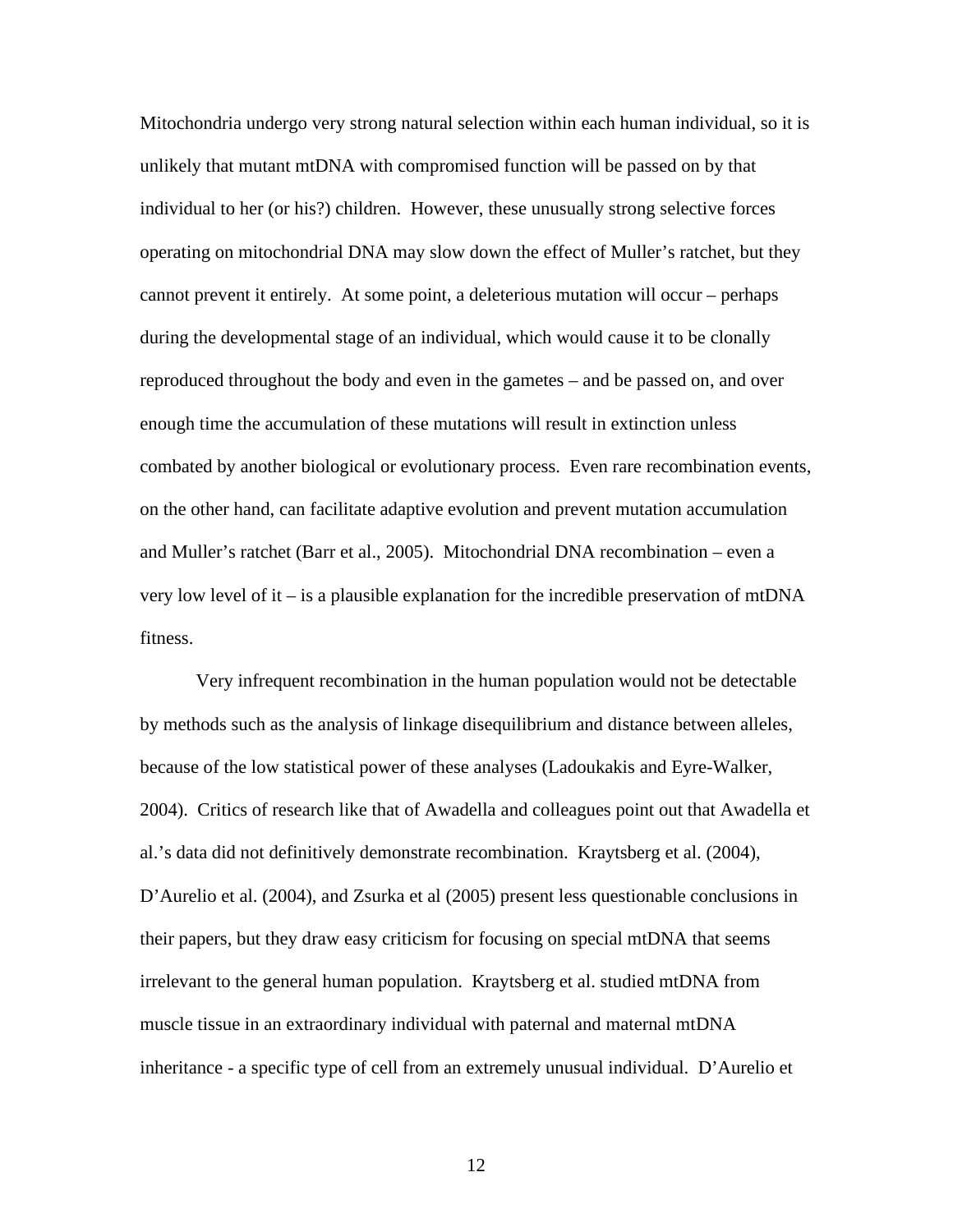Mitochondria undergo very strong natural selection within each human individual, so it is unlikely that mutant mtDNA with compromised function will be passed on by that individual to her (or his?) children. However, these unusually strong selective forces operating on mitochondrial DNA may slow down the effect of Muller's ratchet, but they cannot prevent it entirely. At some point, a deleterious mutation will occur – perhaps during the developmental stage of an individual, which would cause it to be clonally reproduced throughout the body and even in the gametes – and be passed on, and over enough time the accumulation of these mutations will result in extinction unless combated by another biological or evolutionary process. Even rare recombination events, on the other hand, can facilitate adaptive evolution and prevent mutation accumulation and Muller's ratchet (Barr et al., 2005). Mitochondrial DNA recombination – even a very low level of it – is a plausible explanation for the incredible preservation of mtDNA fitness.

Very infrequent recombination in the human population would not be detectable by methods such as the analysis of linkage disequilibrium and distance between alleles, because of the low statistical power of these analyses (Ladoukakis and Eyre-Walker, 2004). Critics of research like that of Awadella and colleagues point out that Awadella et al.'s data did not definitively demonstrate recombination. Kraytsberg et al. (2004), D'Aurelio et al. (2004), and Zsurka et al (2005) present less questionable conclusions in their papers, but they draw easy criticism for focusing on special mtDNA that seems irrelevant to the general human population. Kraytsberg et al. studied mtDNA from muscle tissue in an extraordinary individual with paternal and maternal mtDNA inheritance - a specific type of cell from an extremely unusual individual. D'Aurelio et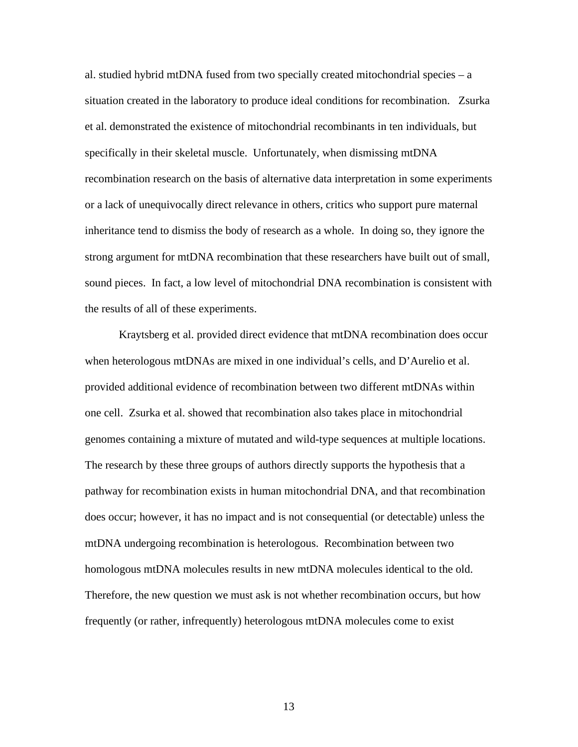al. studied hybrid mtDNA fused from two specially created mitochondrial species – a situation created in the laboratory to produce ideal conditions for recombination. Zsurka et al. demonstrated the existence of mitochondrial recombinants in ten individuals, but specifically in their skeletal muscle. Unfortunately, when dismissing mtDNA recombination research on the basis of alternative data interpretation in some experiments or a lack of unequivocally direct relevance in others, critics who support pure maternal inheritance tend to dismiss the body of research as a whole. In doing so, they ignore the strong argument for mtDNA recombination that these researchers have built out of small, sound pieces. In fact, a low level of mitochondrial DNA recombination is consistent with the results of all of these experiments.

Kraytsberg et al. provided direct evidence that mtDNA recombination does occur when heterologous mtDNAs are mixed in one individual's cells, and D'Aurelio et al. provided additional evidence of recombination between two different mtDNAs within one cell. Zsurka et al. showed that recombination also takes place in mitochondrial genomes containing a mixture of mutated and wild-type sequences at multiple locations. The research by these three groups of authors directly supports the hypothesis that a pathway for recombination exists in human mitochondrial DNA, and that recombination does occur; however, it has no impact and is not consequential (or detectable) unless the mtDNA undergoing recombination is heterologous. Recombination between two homologous mtDNA molecules results in new mtDNA molecules identical to the old. Therefore, the new question we must ask is not whether recombination occurs, but how frequently (or rather, infrequently) heterologous mtDNA molecules come to exist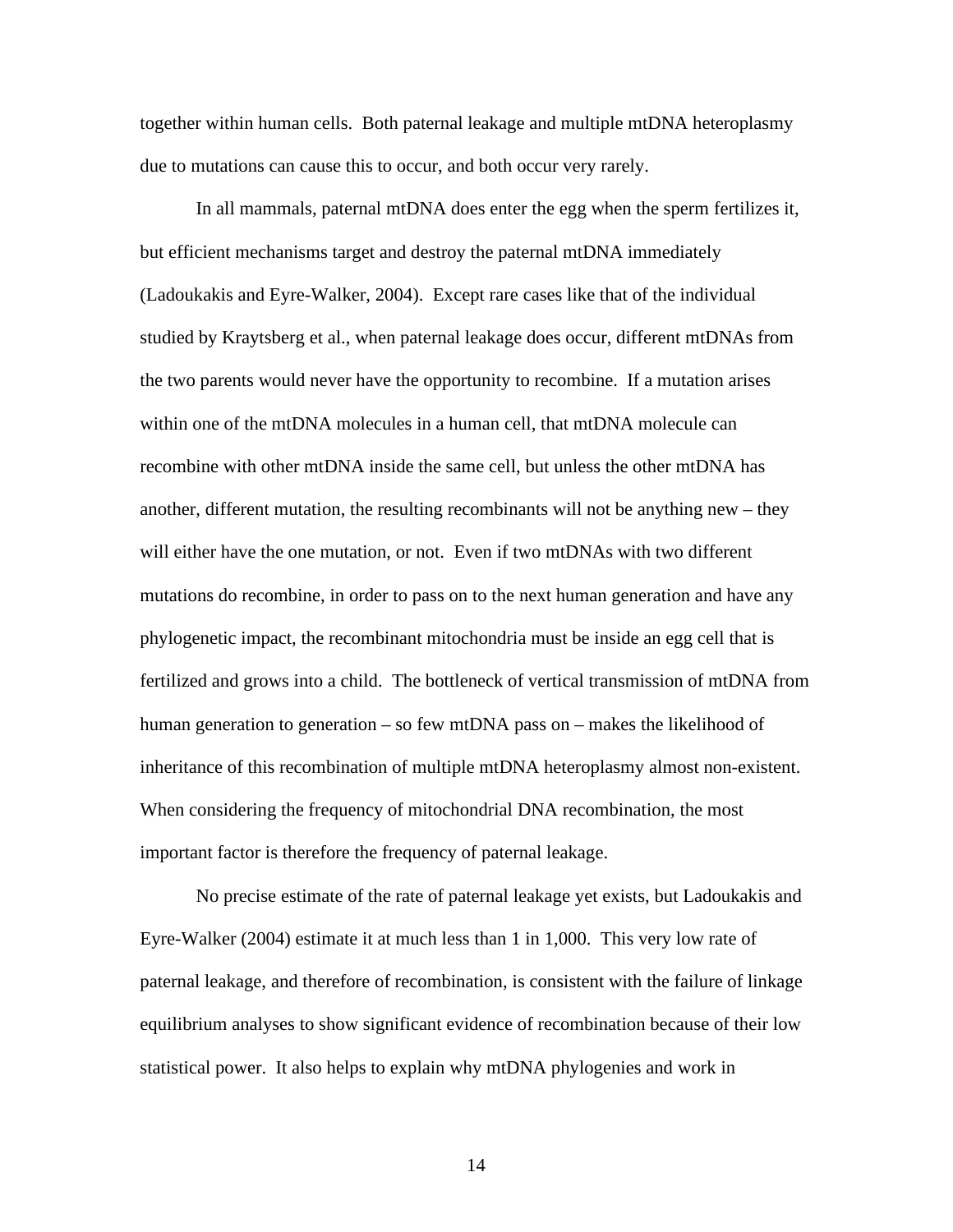together within human cells. Both paternal leakage and multiple mtDNA heteroplasmy due to mutations can cause this to occur, and both occur very rarely.

In all mammals, paternal mtDNA does enter the egg when the sperm fertilizes it, but efficient mechanisms target and destroy the paternal mtDNA immediately (Ladoukakis and Eyre-Walker, 2004). Except rare cases like that of the individual studied by Kraytsberg et al., when paternal leakage does occur, different mtDNAs from the two parents would never have the opportunity to recombine. If a mutation arises within one of the mtDNA molecules in a human cell, that mtDNA molecule can recombine with other mtDNA inside the same cell, but unless the other mtDNA has another, different mutation, the resulting recombinants will not be anything new – they will either have the one mutation, or not. Even if two mtDNAs with two different mutations do recombine, in order to pass on to the next human generation and have any phylogenetic impact, the recombinant mitochondria must be inside an egg cell that is fertilized and grows into a child. The bottleneck of vertical transmission of mtDNA from human generation to generation – so few mtDNA pass on – makes the likelihood of inheritance of this recombination of multiple mtDNA heteroplasmy almost non-existent. When considering the frequency of mitochondrial DNA recombination, the most important factor is therefore the frequency of paternal leakage.

No precise estimate of the rate of paternal leakage yet exists, but Ladoukakis and Eyre-Walker (2004) estimate it at much less than 1 in 1,000. This very low rate of paternal leakage, and therefore of recombination, is consistent with the failure of linkage equilibrium analyses to show significant evidence of recombination because of their low statistical power. It also helps to explain why mtDNA phylogenies and work in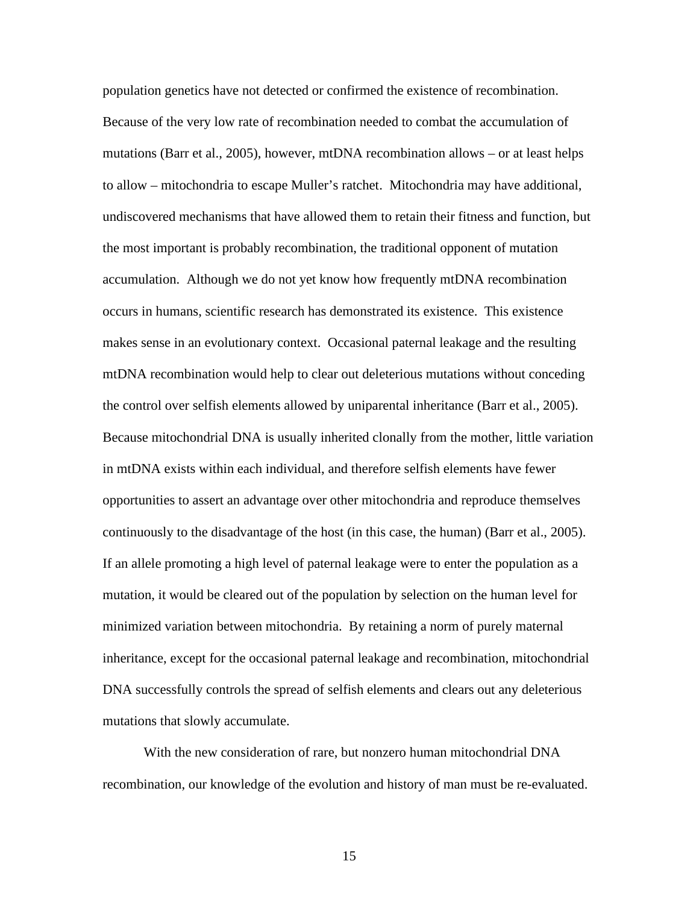population genetics have not detected or confirmed the existence of recombination. Because of the very low rate of recombination needed to combat the accumulation of mutations (Barr et al., 2005), however, mtDNA recombination allows – or at least helps to allow – mitochondria to escape Muller's ratchet. Mitochondria may have additional, undiscovered mechanisms that have allowed them to retain their fitness and function, but the most important is probably recombination, the traditional opponent of mutation accumulation. Although we do not yet know how frequently mtDNA recombination occurs in humans, scientific research has demonstrated its existence. This existence makes sense in an evolutionary context. Occasional paternal leakage and the resulting mtDNA recombination would help to clear out deleterious mutations without conceding the control over selfish elements allowed by uniparental inheritance (Barr et al., 2005). Because mitochondrial DNA is usually inherited clonally from the mother, little variation in mtDNA exists within each individual, and therefore selfish elements have fewer opportunities to assert an advantage over other mitochondria and reproduce themselves continuously to the disadvantage of the host (in this case, the human) (Barr et al., 2005). If an allele promoting a high level of paternal leakage were to enter the population as a mutation, it would be cleared out of the population by selection on the human level for minimized variation between mitochondria. By retaining a norm of purely maternal inheritance, except for the occasional paternal leakage and recombination, mitochondrial DNA successfully controls the spread of selfish elements and clears out any deleterious mutations that slowly accumulate.

With the new consideration of rare, but nonzero human mitochondrial DNA recombination, our knowledge of the evolution and history of man must be re-evaluated.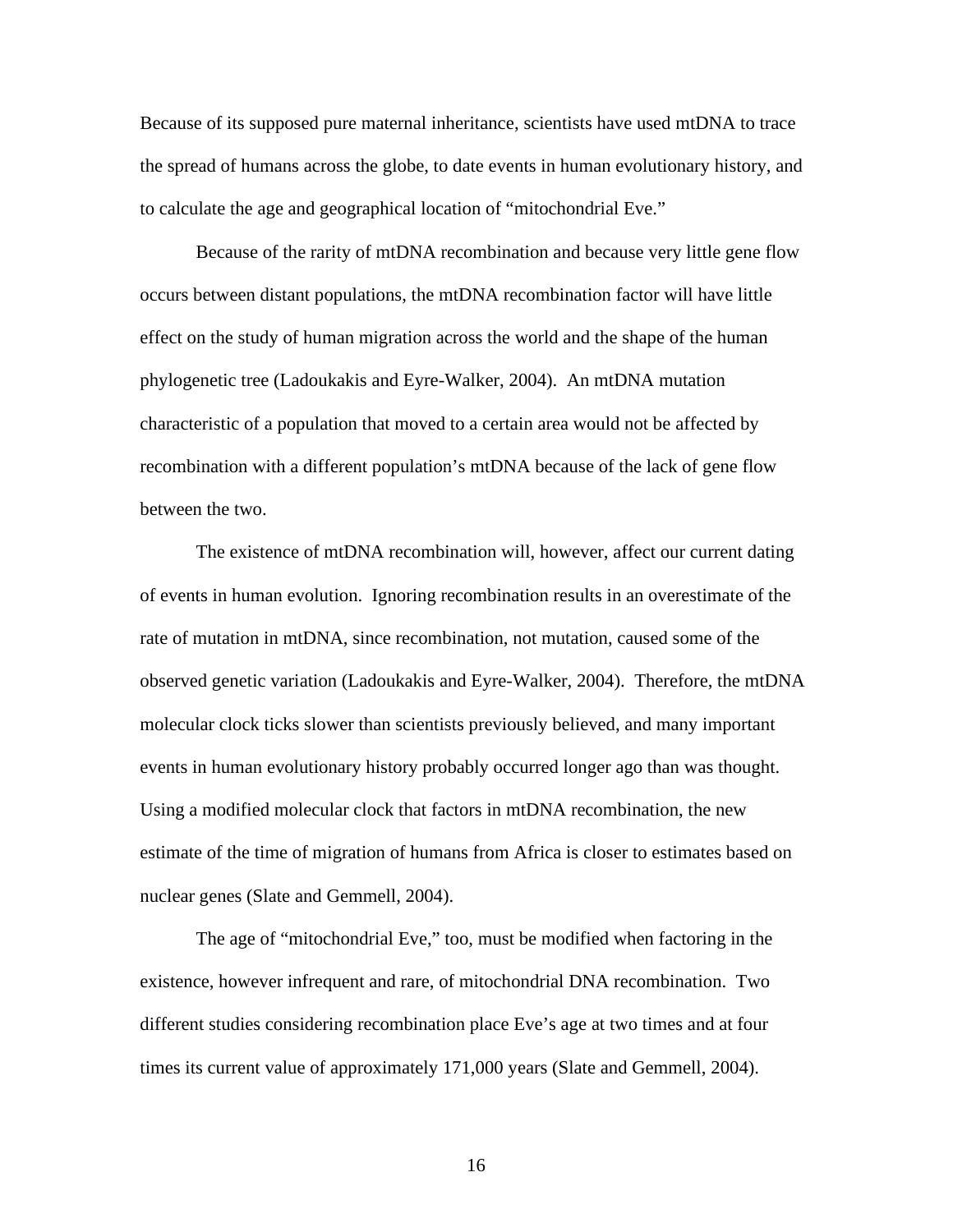Because of its supposed pure maternal inheritance, scientists have used mtDNA to trace the spread of humans across the globe, to date events in human evolutionary history, and to calculate the age and geographical location of "mitochondrial Eve."

Because of the rarity of mtDNA recombination and because very little gene flow occurs between distant populations, the mtDNA recombination factor will have little effect on the study of human migration across the world and the shape of the human phylogenetic tree (Ladoukakis and Eyre-Walker, 2004). An mtDNA mutation characteristic of a population that moved to a certain area would not be affected by recombination with a different population's mtDNA because of the lack of gene flow between the two.

The existence of mtDNA recombination will, however, affect our current dating of events in human evolution. Ignoring recombination results in an overestimate of the rate of mutation in mtDNA, since recombination, not mutation, caused some of the observed genetic variation (Ladoukakis and Eyre-Walker, 2004). Therefore, the mtDNA molecular clock ticks slower than scientists previously believed, and many important events in human evolutionary history probably occurred longer ago than was thought. Using a modified molecular clock that factors in mtDNA recombination, the new estimate of the time of migration of humans from Africa is closer to estimates based on nuclear genes (Slate and Gemmell, 2004).

The age of "mitochondrial Eve," too, must be modified when factoring in the existence, however infrequent and rare, of mitochondrial DNA recombination. Two different studies considering recombination place Eve's age at two times and at four times its current value of approximately 171,000 years (Slate and Gemmell, 2004).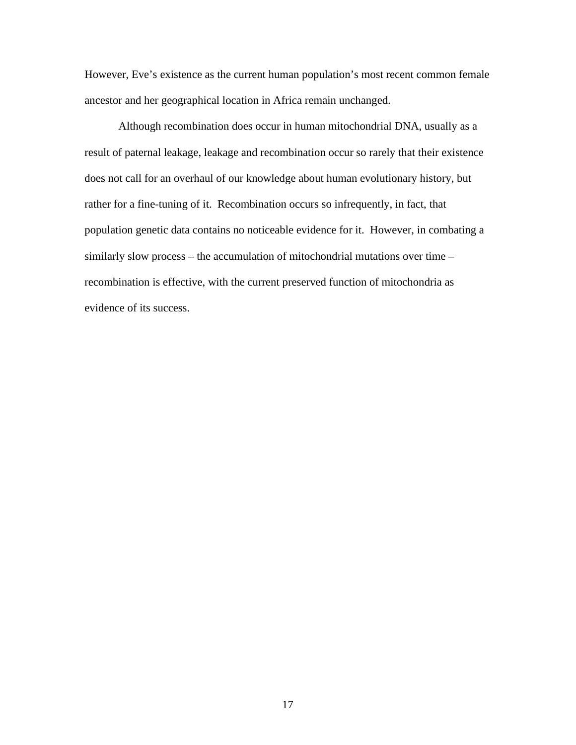However, Eve's existence as the current human population's most recent common female ancestor and her geographical location in Africa remain unchanged.

Although recombination does occur in human mitochondrial DNA, usually as a result of paternal leakage, leakage and recombination occur so rarely that their existence does not call for an overhaul of our knowledge about human evolutionary history, but rather for a fine-tuning of it.  Recombination occurs so infrequently, in fact, that population genetic data contains no noticeable evidence for it.  However, in combating a similarly slow process – the accumulation of mitochondrial mutations over time – recombination is effective, with the current preserved function of mitochondria as evidence of its success.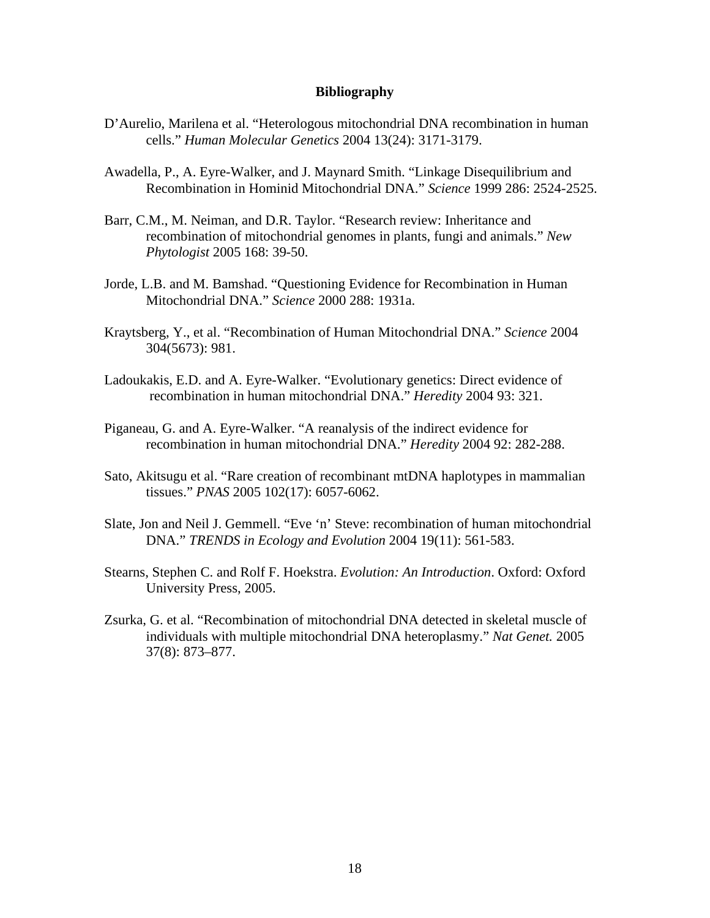**Bibliography**

D'Aurelio, Marilena et al. "Heterologous mitochondrial DNA recombination in human cells." *Human Molecular Genetics* 2004 13(24): 3171-3179.

Awadella, P., A. Eyre-Walker, and J. Maynard Smith. "Linkage Disequilibrium and Recombination in Hominid Mitochondrial DNA." *Science* 1999 286: 2524-2525.

Barr, C.M., M. Neiman, and D.R. Taylor. "Research review: Inheritance and recombination of mitochondrial genomes in plants, fungi and animals." *New Phytologist* 2005 168: 39-50.

Jorde, L.B. and M. Bamshad. "Questioning Evidence for Recombination in Human Mitochondrial DNA." *Science* 2000 288: 1931a.

Kraytsberg, Y., et al. "Recombination of Human Mitochondrial DNA." *Science* 2004 304(5673): 981.

Ladoukakis, E.D. and A. Eyre-Walker. "Evolutionary genetics: Direct evidence of recombination in human mitochondrial DNA." *Heredity* 2004 93: 321.

Piganeau, G. and A. Eyre-Walker. "A reanalysis of the indirect evidence for recombination in human mitochondrial DNA." *Heredity* 2004 92: 282-288.

Sato, Akitsugu et al. "Rare creation of recombinant mtDNA haplotypes in mammalian tissues." *PNAS* 2005 102(17): 6057-6062.

Slate, Jon and Neil J. Gemmell. "Eve 'n' Steve: recombination of human mitochondrial DNA." *TRENDS in Ecology and Evolution* 2004 19(11): 561-583.

Stearns, Stephen C. and Rolf F. Hoekstra. *Evolution: An Introduction*. Oxford: Oxford University Press, 2005.

Zsurka, G. et al. "Recombination of mitochondrial DNA detected in skeletal muscle of individuals with multiple mitochondrial DNA heteroplasmy." *Nat Genet.* 2005 37(8): 873–877.